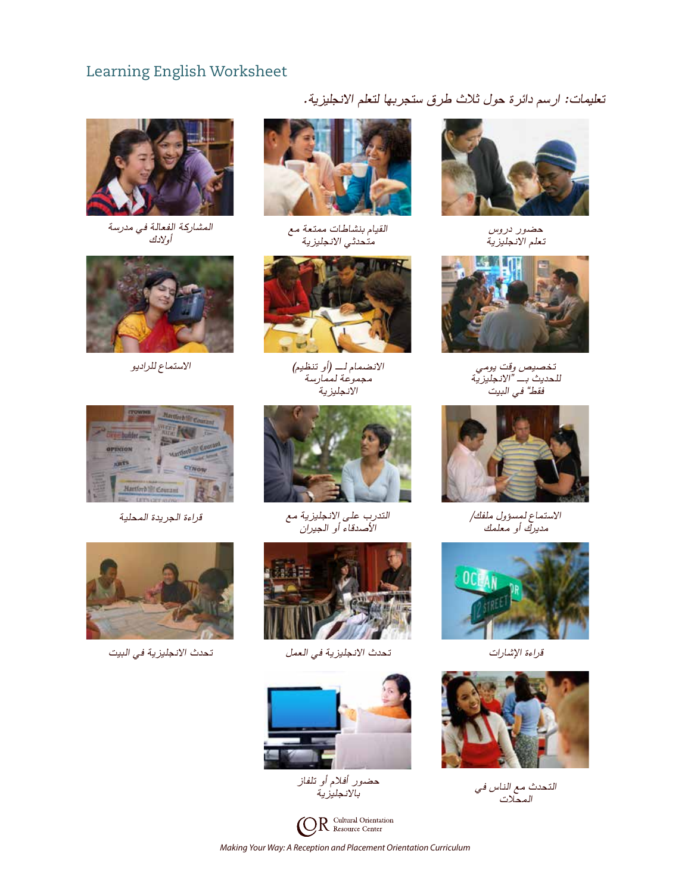# Learning English Worksheet

*تعليمات: ارسم دائرة حول ثلاث طرق ستجربها لتعلم الانجليزية.*

حضور دروس تعلم الانجليزية

القيام بنشاطات ممتعة مع متحدثي الانجليزية

المشاركة الفعالة في مدرسة أولادك

تخصيص وقت يومي للحديث بـــ "الانجليزية فقط" في البيت

الانضمام لـــ (أو تنظيم) مجموعة لممارسة الانجليزية

الاستماع للراديو

الاستماع لمسؤول ملفك/ مديرك أو معلمك

التدرب على الانجليزية مع الأصدقاء أو الجيران

قراءة الجريدة المحلية

قراءة الإشارات

تحدث الانجليزية في العمل

تحدث الانجليزية في البيت

التحدث مع الناس في المحلات

حضور أفلام أو تلفاز بالانجليزية

Cultural Orientation Resource Center

*Making Your Way: A Reception and Placement Orientation Curriculum*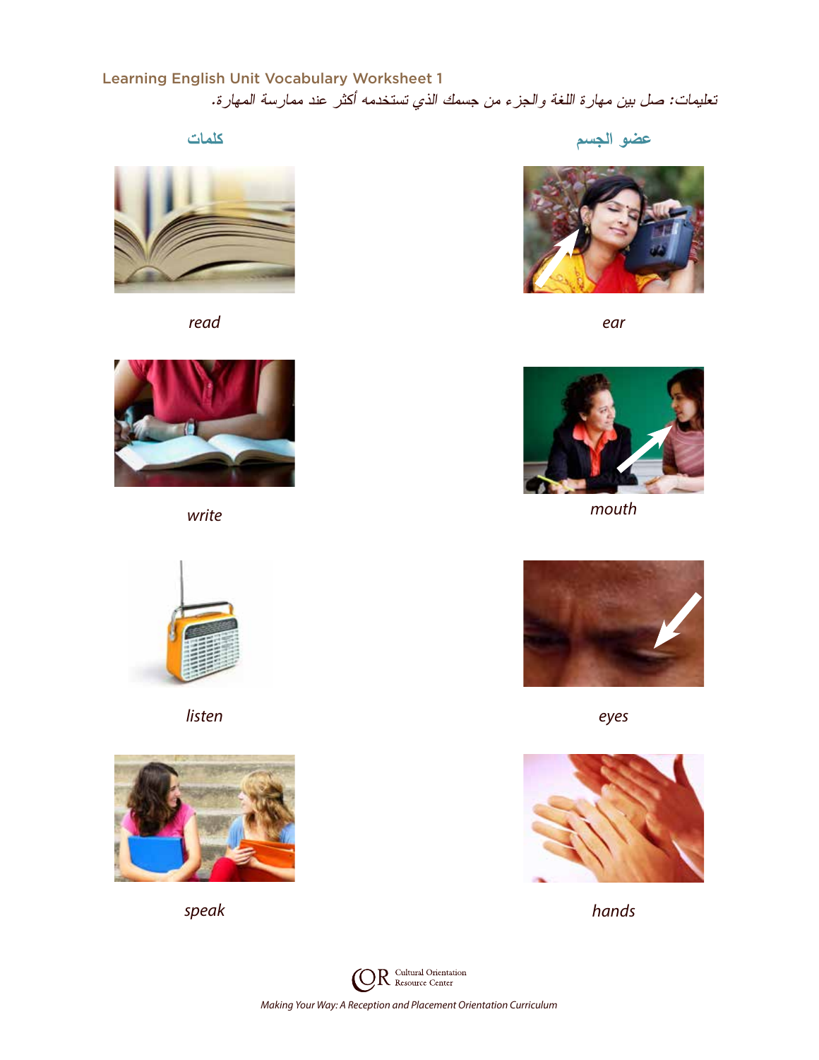## Learning English Unit Vocabulary Worksheet 1

تعليمات: صل بين مهارة اللغة والجزء من جسمك الذي تستخدمه أكثر عند ممارسة المهارة.

| كلمات | عضو الجسم |
|---|---|
| *read* | *ear* |
| *write* | *mouth* |
| *listen* | *eyes* |
| *speak* | *hands* |

*Making Your Way: A Reception and Placement Orientation Curriculum*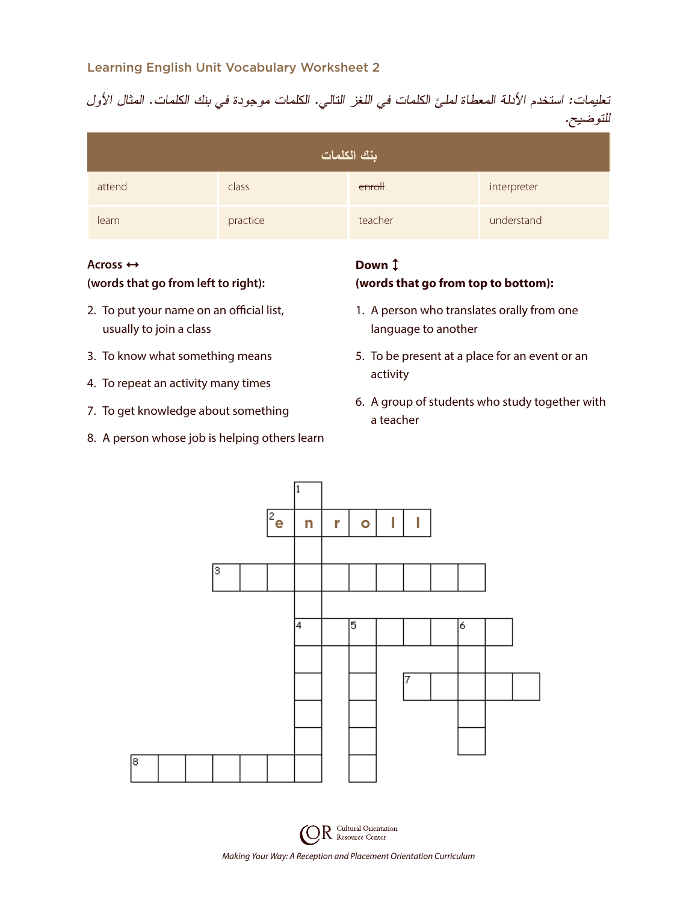Learning English Unit Vocabulary Worksheet 2

تعليمات: استخدم الأدلة المعطاة لملئ الكلمات في اللغز التالي. الكلمات موجودة في بنك الكلمات. المثال الأول للتوضيح.

| بنك الكلمات | | | |
|---|---|---|---|
| attend | class | ~~enroll~~ | interpreter |
| learn | practice | teacher | understand |

**Across ↔**
**(words that go from left to right):**

2. To put your name on an official list, usually to join a class
3. To know what something means
4. To repeat an activity many times
7. To get knowledge about something
8. A person whose job is helping others learn

**Down ↕**
**(words that go from top to bottom):**

1. A person who translates orally from one language to another
5. To be present at a place for an event or an activity
6. A group of students who study together with a teacher

2 e n r o l l

*Making Your Way: A Reception and Placement Orientation Curriculum*